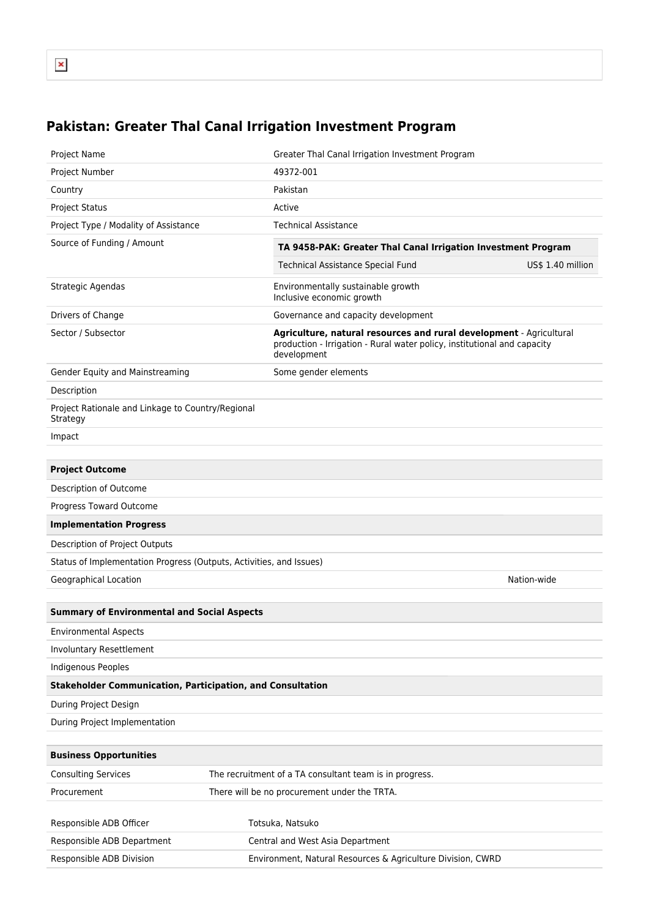# Pakistan: Greater Thal Canal Irrigation Investment Program

| | |
|---|---|
| Project Name | Greater Thal Canal Irrigation Investment Program |
| Project Number | 49372-001 |
| Country | Pakistan |
| Project Status | Active |
| Project Type / Modality of Assistance | Technical Assistance |
| Source of Funding / Amount | **TA 9458-PAK: Greater Thal Canal Irrigation Investment Program**<br>Technical Assistance Special Fund — US$ 1.40 million |
| Strategic Agendas | Environmentally sustainable growth<br>Inclusive economic growth |
| Drivers of Change | Governance and capacity development |
| Sector / Subsector | **Agriculture, natural resources and rural development** - Agricultural production - Irrigation - Rural water policy, institutional and capacity development |
| Gender Equity and Mainstreaming | Some gender elements |
| Description | |
| Project Rationale and Linkage to Country/Regional Strategy | |
| Impact | |

| | |
|---|---|
| **Project Outcome** | |
| Description of Outcome | |
| Progress Toward Outcome | |
| **Implementation Progress** | |
| Description of Project Outputs | |
| Status of Implementation Progress (Outputs, Activities, and Issues) | |
| Geographical Location | Nation-wide |

| | |
|---|---|
| **Summary of Environmental and Social Aspects** | |
| Environmental Aspects | |
| Involuntary Resettlement | |
| Indigenous Peoples | |
| **Stakeholder Communication, Participation, and Consultation** | |
| During Project Design | |
| During Project Implementation | |

| | |
|---|---|
| **Business Opportunities** | |
| Consulting Services | The recruitment of a TA consultant team is in progress. |
| Procurement | There will be no procurement under the TRTA. |

| | |
|---|---|
| Responsible ADB Officer | Totsuka, Natsuko |
| Responsible ADB Department | Central and West Asia Department |
| Responsible ADB Division | Environment, Natural Resources & Agriculture Division, CWRD |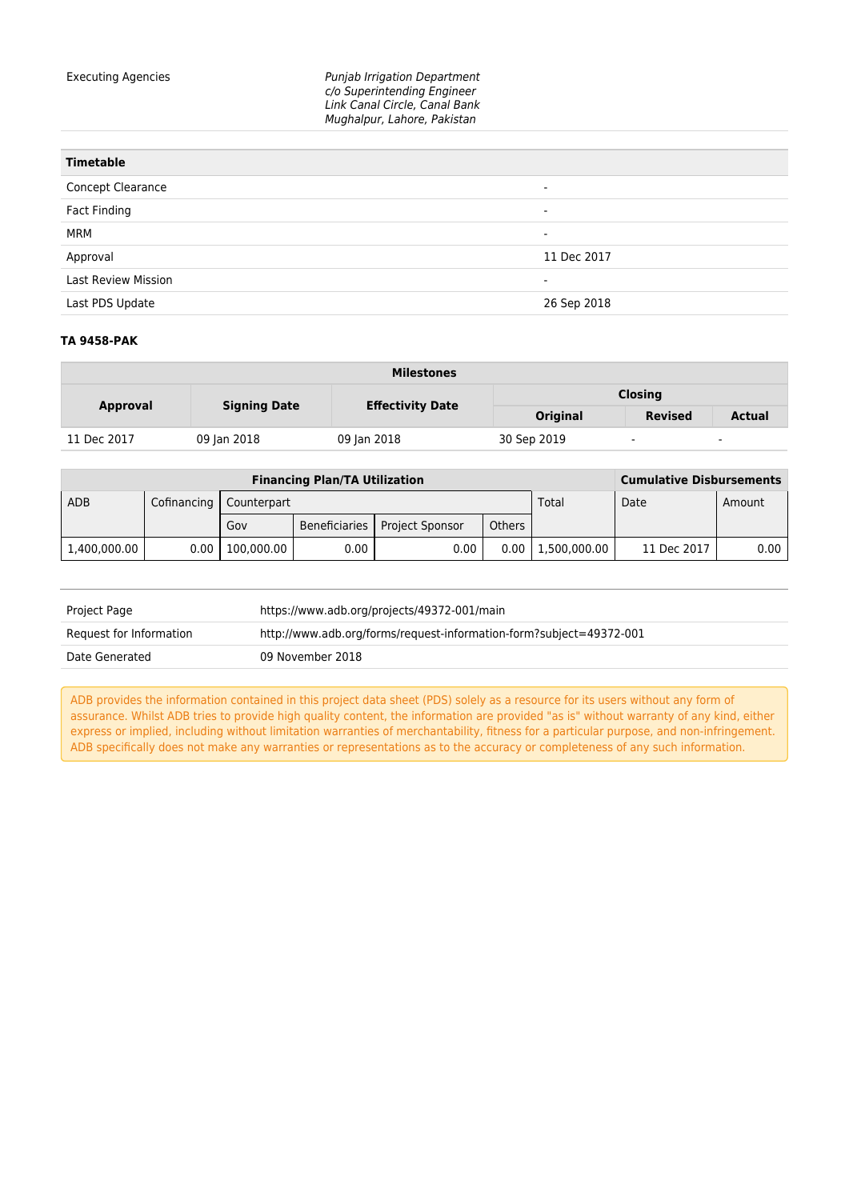| | |
|---|---|
| Executing Agencies | *Punjab Irrigation Department*<br>*c/o Superintending Engineer*<br>*Link Canal Circle, Canal Bank*<br>*Mughalpur, Lahore, Pakistan* |

| Timetable | |
|---|---|
| Concept Clearance | - |
| Fact Finding | - |
| MRM | - |
| Approval | 11 Dec 2017 |
| Last Review Mission | - |
| Last PDS Update | 26 Sep 2018 |

**TA 9458-PAK**

| Milestones | | | | | |
|---|---|---|---|---|---|
| Approval | Signing Date | Effectivity Date | Closing | | |
| | | | Original | Revised | Actual |
| 11 Dec 2017 | 09 Jan 2018 | 09 Jan 2018 | 30 Sep 2019 | - | - |

| Financing Plan/TA Utilization | | | | | | | Cumulative Disbursements | |
|---|---|---|---|---|---|---|---|---|
| ADB | Cofinancing | Counterpart | | | | Total | Date | Amount |
| | | Gov | Beneficiaries | Project Sponsor | Others | | | |
| 1,400,000.00 | 0.00 | 100,000.00 | 0.00 | 0.00 | 0.00 | 1,500,000.00 | 11 Dec 2017 | 0.00 |

| | |
|---|---|
| Project Page | https://www.adb.org/projects/49372-001/main |
| Request for Information | http://www.adb.org/forms/request-information-form?subject=49372-001 |
| Date Generated | 09 November 2018 |

ADB provides the information contained in this project data sheet (PDS) solely as a resource for its users without any form of assurance. Whilst ADB tries to provide high quality content, the information are provided "as is" without warranty of any kind, either express or implied, including without limitation warranties of merchantability, fitness for a particular purpose, and non-infringement. ADB specifically does not make any warranties or representations as to the accuracy or completeness of any such information.